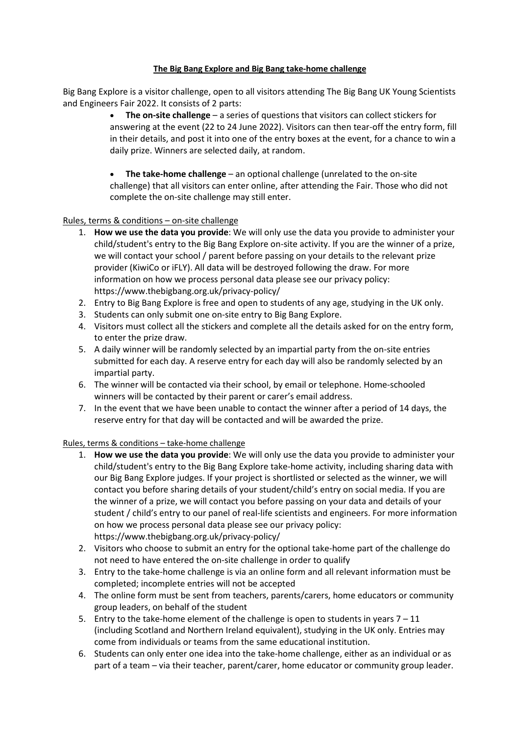# The Big Bang Explore and Big Bang take-home challenge

Big Bang Explore is a visitor challenge, open to all visitors attending The Big Bang UK Young Scientists and Engineers Fair 2022. It consists of 2 parts:

- **The on-site challenge** – a series of questions that visitors can collect stickers for answering at the event (22 to 24 June 2022). Visitors can then tear-off the entry form, fill in their details, and post it into one of the entry boxes at the event, for a chance to win a daily prize. Winners are selected daily, at random.

- **The take-home challenge** – an optional challenge (unrelated to the on-site challenge) that all visitors can enter online, after attending the Fair. Those who did not complete the on-site challenge may still enter.

## Rules, terms & conditions – on-site challenge

1. **How we use the data you provide**: We will only use the data you provide to administer your child/student's entry to the Big Bang Explore on-site activity. If you are the winner of a prize, we will contact your school / parent before passing on your details to the relevant prize provider (KiwiCo or iFLY). All data will be destroyed following the draw. For more information on how we process personal data please see our privacy policy: https://www.thebigbang.org.uk/privacy-policy/
2. Entry to Big Bang Explore is free and open to students of any age, studying in the UK only.
3. Students can only submit one on-site entry to Big Bang Explore.
4. Visitors must collect all the stickers and complete all the details asked for on the entry form, to enter the prize draw.
5. A daily winner will be randomly selected by an impartial party from the on-site entries submitted for each day. A reserve entry for each day will also be randomly selected by an impartial party.
6. The winner will be contacted via their school, by email or telephone. Home-schooled winners will be contacted by their parent or carer's email address.
7. In the event that we have been unable to contact the winner after a period of 14 days, the reserve entry for that day will be contacted and will be awarded the prize.

## Rules, terms & conditions – take-home challenge

1. **How we use the data you provide**: We will only use the data you provide to administer your child/student's entry to the Big Bang Explore take-home activity, including sharing data with our Big Bang Explore judges. If your project is shortlisted or selected as the winner, we will contact you before sharing details of your student/child's entry on social media. If you are the winner of a prize, we will contact you before passing on your data and details of your student / child's entry to our panel of real-life scientists and engineers. For more information on how we process personal data please see our privacy policy: https://www.thebigbang.org.uk/privacy-policy/
2. Visitors who choose to submit an entry for the optional take-home part of the challenge do not need to have entered the on-site challenge in order to qualify
3. Entry to the take-home challenge is via an online form and all relevant information must be completed; incomplete entries will not be accepted
4. The online form must be sent from teachers, parents/carers, home educators or community group leaders, on behalf of the student
5. Entry to the take-home element of the challenge is open to students in years 7 – 11 (including Scotland and Northern Ireland equivalent), studying in the UK only. Entries may come from individuals or teams from the same educational institution.
6. Students can only enter one idea into the take-home challenge, either as an individual or as part of a team – via their teacher, parent/carer, home educator or community group leader.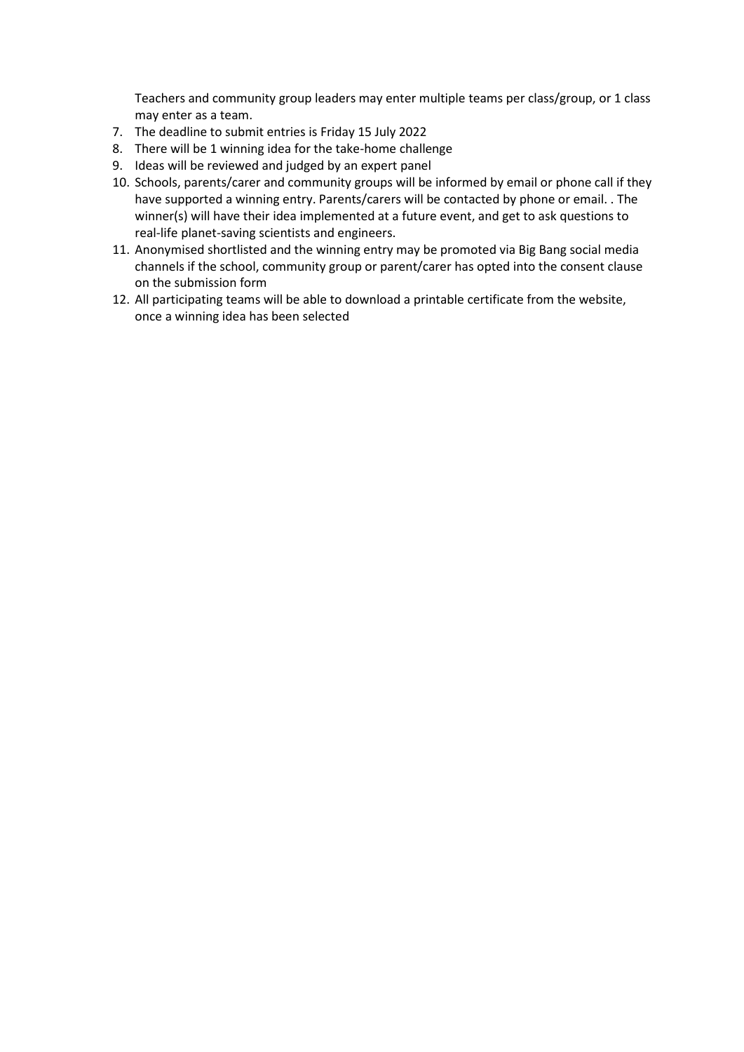Teachers and community group leaders may enter multiple teams per class/group, or 1 class may enter as a team.

7. The deadline to submit entries is Friday 15 July 2022
8. There will be 1 winning idea for the take-home challenge
9. Ideas will be reviewed and judged by an expert panel
10. Schools, parents/carer and community groups will be informed by email or phone call if they have supported a winning entry. Parents/carers will be contacted by phone or email. . The winner(s) will have their idea implemented at a future event, and get to ask questions to real-life planet-saving scientists and engineers.
11. Anonymised shortlisted and the winning entry may be promoted via Big Bang social media channels if the school, community group or parent/carer has opted into the consent clause on the submission form
12. All participating teams will be able to download a printable certificate from the website, once a winning idea has been selected